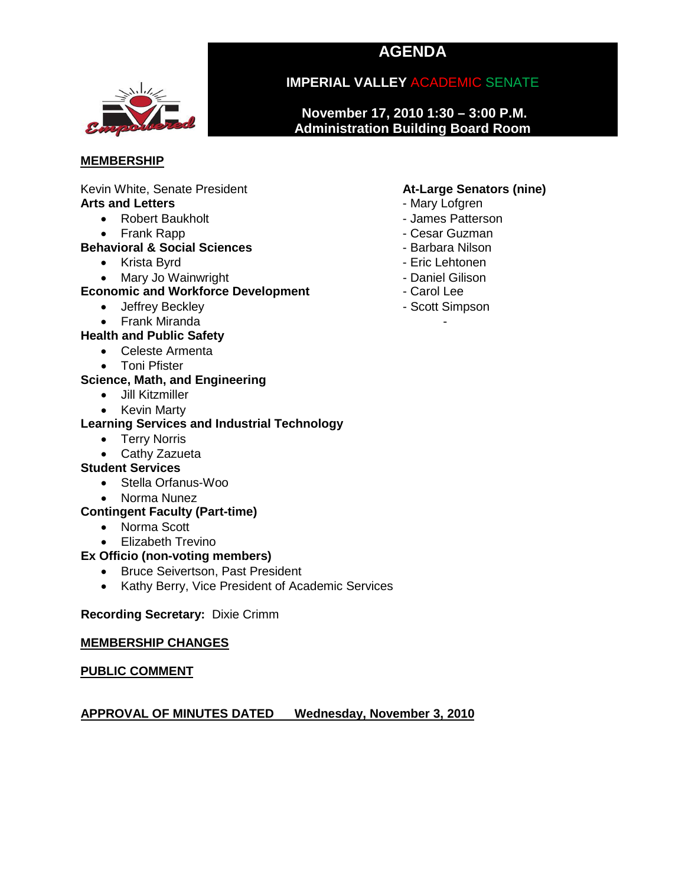# AGENDA

## IMPERIAL VALLEY ACADEMIC SENATE

**November 17, 2010 1:30 – 3:00 P.M.**
**Administration Building Board Room**

**MEMBERSHIP**

Kevin White, Senate President

**Arts and Letters**

- Robert Baukholt
- Frank Rapp

**Behavioral & Social Sciences**

- Krista Byrd
- Mary Jo Wainwright

**Economic and Workforce Development**

- Jeffrey Beckley
- Frank Miranda

**Health and Public Safety**

- Celeste Armenta
- Toni Pfister

**Science, Math, and Engineering**

- Jill Kitzmiller
- Kevin Marty

**Learning Services and Industrial Technology**

- Terry Norris
- Cathy Zazueta

**Student Services**

- Stella Orfanus-Woo
- Norma Nunez

**Contingent Faculty (Part-time)**

- Norma Scott
- Elizabeth Trevino

**Ex Officio (non-voting members)**

- Bruce Seivertson, Past President
- Kathy Berry, Vice President of Academic Services

**At-Large Senators (nine)**

- Mary Lofgren
- James Patterson
- Cesar Guzman
- Barbara Nilson
- Eric Lehtonen
- Daniel Gilison
- Carol Lee
- Scott Simpson
- 

**Recording Secretary:** Dixie Crimm

**MEMBERSHIP CHANGES**

**PUBLIC COMMENT**

**APPROVAL OF MINUTES DATED Wednesday, November 3, 2010**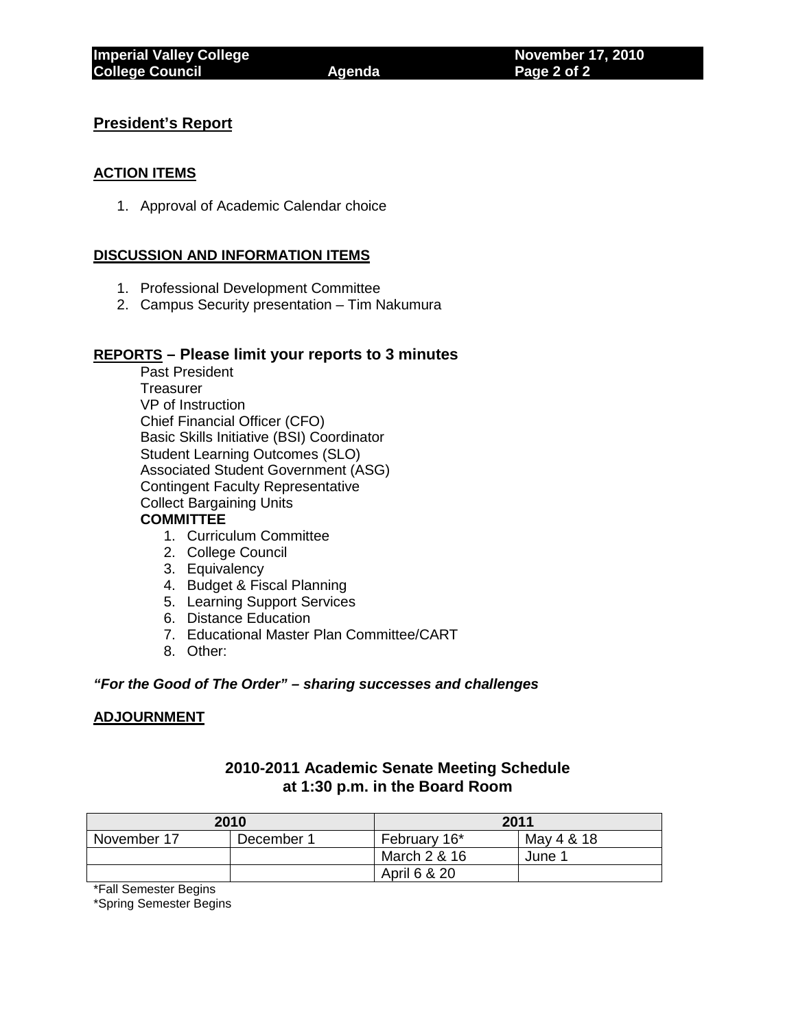## President's Report

### ACTION ITEMS

1. Approval of Academic Calendar choice

### DISCUSSION AND INFORMATION ITEMS

1. Professional Development Committee
2. Campus Security presentation – Tim Nakumura

### REPORTS – Please limit your reports to 3 minutes

Past President
Treasurer
VP of Instruction
Chief Financial Officer (CFO)
Basic Skills Initiative (BSI) Coordinator
Student Learning Outcomes (SLO)
Associated Student Government (ASG)
Contingent Faculty Representative
Collect Bargaining Units

**COMMITTEE**

1. Curriculum Committee
2. College Council
3. Equivalency
4. Budget & Fiscal Planning
5. Learning Support Services
6. Distance Education
7. Educational Master Plan Committee/CART
8. Other:

***"For the Good of The Order" – sharing successes and challenges***

### ADJOURNMENT

## 2010-2011 Academic Senate Meeting Schedule at 1:30 p.m. in the Board Room

| 2010 | | 2011 | |
|---|---|---|---|
| November 17 | December 1 | February 16* | May 4 & 18 |
| | | March 2 & 16 | June 1 |
| | | April 6 & 20 | |

*Fall Semester Begins
*Spring Semester Begins